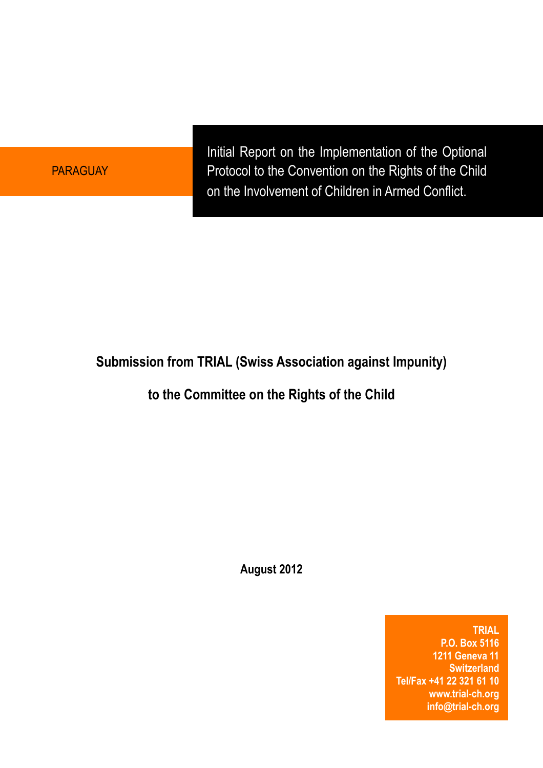PARAGUAY

# Initial Report on the Implementation of the Optional Protocol to the Convention on the Rights of the Child on the Involvement of Children in Armed Conflict.

**Submission from TRIAL (Swiss Association against Impunity)**

**to the Committee on the Rights of the Child**

**August 2012**

**TRIAL**
**P.O. Box 5116**
**1211 Geneva 11**
**Switzerland**
**Tel/Fax +41 22 321 61 10**
**www.trial-ch.org**
**info@trial-ch.org**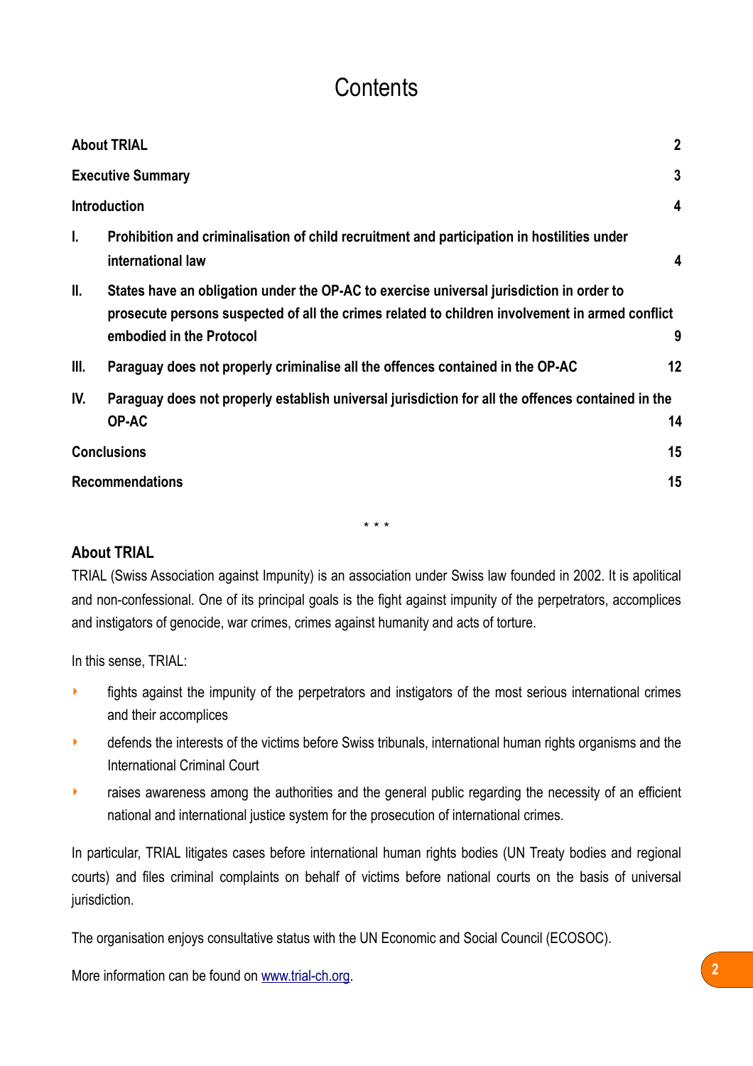# Contents

| | | |
|---|---|---|
| **About TRIAL** | | **2** |
| **Executive Summary** | | **3** |
| **Introduction** | | **4** |
| **I.** | **Prohibition and criminalisation of child recruitment and participation in hostilities under international law** | **4** |
| **II.** | **States have an obligation under the OP-AC to exercise universal jurisdiction in order to prosecute persons suspected of all the crimes related to children involvement in armed conflict embodied in the Protocol** | **9** |
| **III.** | **Paraguay does not properly criminalise all the offences contained in the OP-AC** | **12** |
| **IV.** | **Paraguay does not properly establish universal jurisdiction for all the offences contained in the OP-AC** | **14** |
| **Conclusions** | | **15** |
| **Recommendations** | | **15** |

\* \* \*

## About TRIAL

TRIAL (Swiss Association against Impunity) is an association under Swiss law founded in 2002. It is apolitical and non-confessional. One of its principal goals is the fight against impunity of the perpetrators, accomplices and instigators of genocide, war crimes, crimes against humanity and acts of torture.

In this sense, TRIAL:

- fights against the impunity of the perpetrators and instigators of the most serious international crimes and their accomplices
- defends the interests of the victims before Swiss tribunals, international human rights organisms and the International Criminal Court
- raises awareness among the authorities and the general public regarding the necessity of an efficient national and international justice system for the prosecution of international crimes.

In particular, TRIAL litigates cases before international human rights bodies (UN Treaty bodies and regional courts) and files criminal complaints on behalf of victims before national courts on the basis of universal jurisdiction.

The organisation enjoys consultative status with the UN Economic and Social Council (ECOSOC).

More information can be found on [www.trial-ch.org](http://www.trial-ch.org).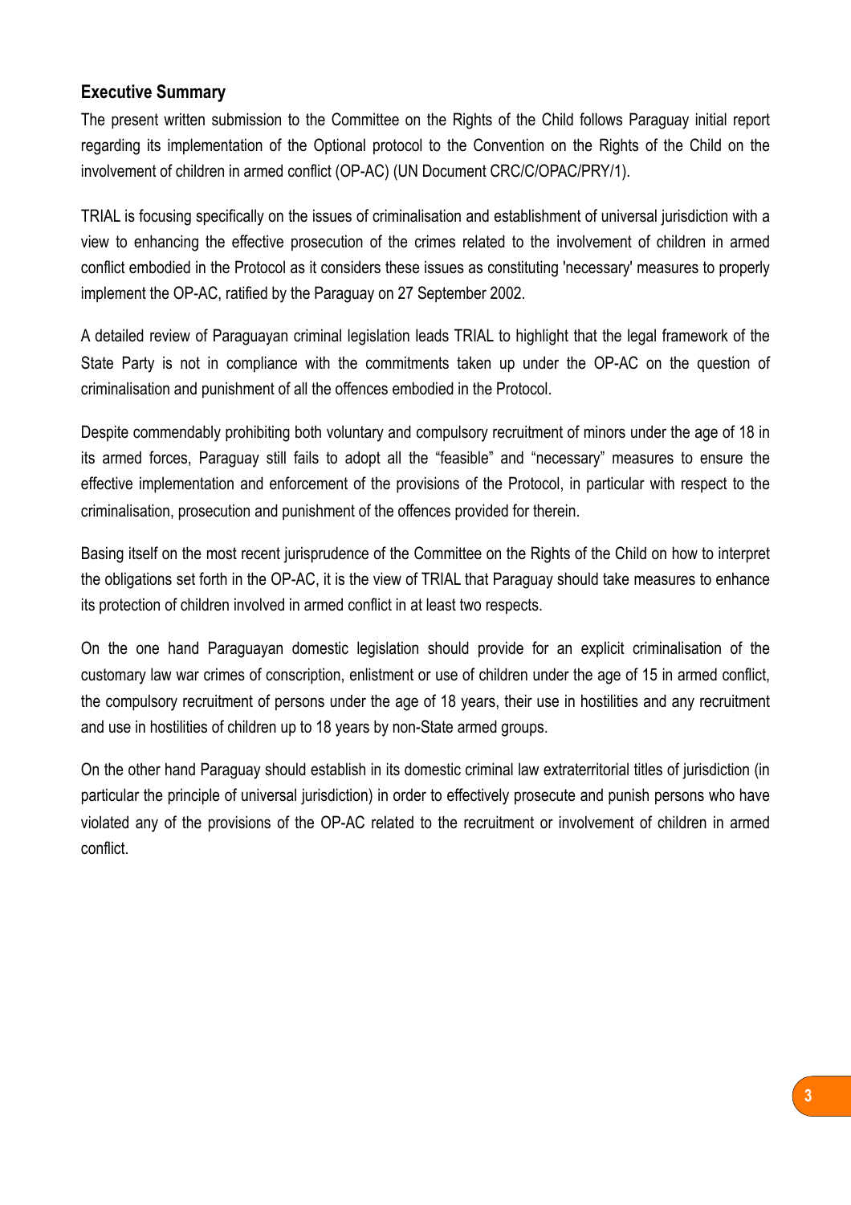## Executive Summary

The present written submission to the Committee on the Rights of the Child follows Paraguay initial report regarding its implementation of the Optional protocol to the Convention on the Rights of the Child on the involvement of children in armed conflict (OP-AC) (UN Document CRC/C/OPAC/PRY/1).

TRIAL is focusing specifically on the issues of criminalisation and establishment of universal jurisdiction with a view to enhancing the effective prosecution of the crimes related to the involvement of children in armed conflict embodied in the Protocol as it considers these issues as constituting 'necessary' measures to properly implement the OP-AC, ratified by the Paraguay on 27 September 2002.

A detailed review of Paraguayan criminal legislation leads TRIAL to highlight that the legal framework of the State Party is not in compliance with the commitments taken up under the OP-AC on the question of criminalisation and punishment of all the offences embodied in the Protocol.

Despite commendably prohibiting both voluntary and compulsory recruitment of minors under the age of 18 in its armed forces, Paraguay still fails to adopt all the "feasible" and "necessary" measures to ensure the effective implementation and enforcement of the provisions of the Protocol, in particular with respect to the criminalisation, prosecution and punishment of the offences provided for therein.

Basing itself on the most recent jurisprudence of the Committee on the Rights of the Child on how to interpret the obligations set forth in the OP-AC, it is the view of TRIAL that Paraguay should take measures to enhance its protection of children involved in armed conflict in at least two respects.

On the one hand Paraguayan domestic legislation should provide for an explicit criminalisation of the customary law war crimes of conscription, enlistment or use of children under the age of 15 in armed conflict, the compulsory recruitment of persons under the age of 18 years, their use in hostilities and any recruitment and use in hostilities of children up to 18 years by non-State armed groups.

On the other hand Paraguay should establish in its domestic criminal law extraterritorial titles of jurisdiction (in particular the principle of universal jurisdiction) in order to effectively prosecute and punish persons who have violated any of the provisions of the OP-AC related to the recruitment or involvement of children in armed conflict.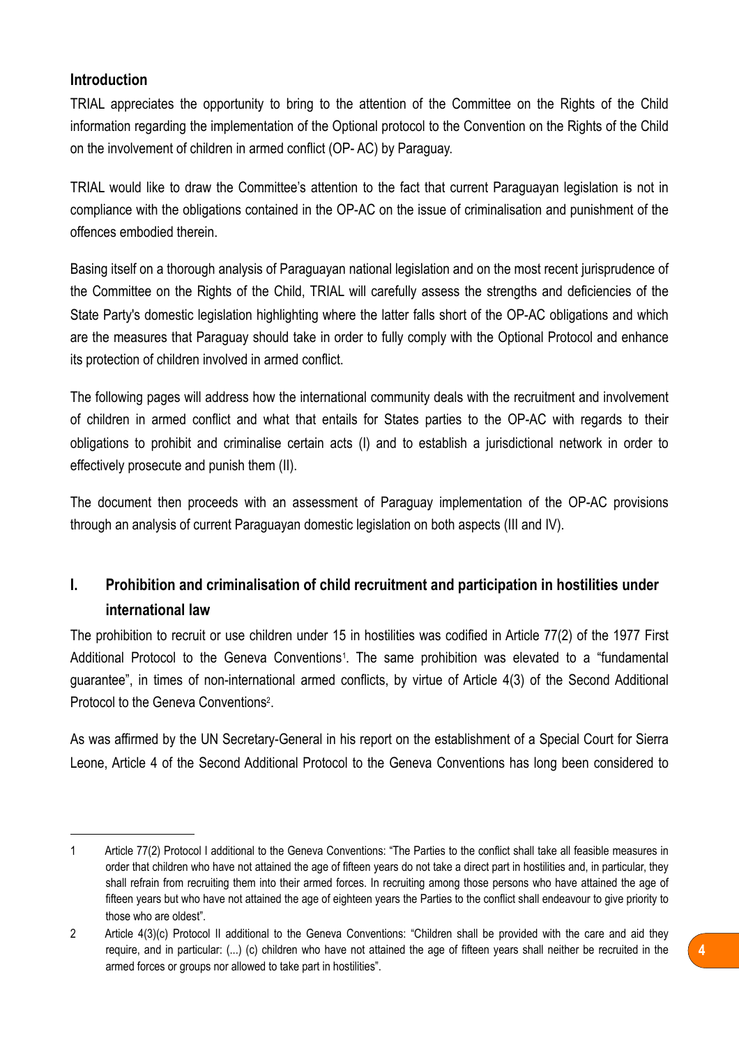## Introduction

TRIAL appreciates the opportunity to bring to the attention of the Committee on the Rights of the Child information regarding the implementation of the Optional protocol to the Convention on the Rights of the Child on the involvement of children in armed conflict (OP- AC) by Paraguay.

TRIAL would like to draw the Committee's attention to the fact that current Paraguayan legislation is not in compliance with the obligations contained in the OP-AC on the issue of criminalisation and punishment of the offences embodied therein.

Basing itself on a thorough analysis of Paraguayan national legislation and on the most recent jurisprudence of the Committee on the Rights of the Child, TRIAL will carefully assess the strengths and deficiencies of the State Party's domestic legislation highlighting where the latter falls short of the OP-AC obligations and which are the measures that Paraguay should take in order to fully comply with the Optional Protocol and enhance its protection of children involved in armed conflict.

The following pages will address how the international community deals with the recruitment and involvement of children in armed conflict and what that entails for States parties to the OP-AC with regards to their obligations to prohibit and criminalise certain acts (I) and to establish a jurisdictional network in order to effectively prosecute and punish them (II).

The document then proceeds with an assessment of Paraguay implementation of the OP-AC provisions through an analysis of current Paraguayan domestic legislation on both aspects (III and IV).

## I. Prohibition and criminalisation of child recruitment and participation in hostilities under international law

The prohibition to recruit or use children under 15 in hostilities was codified in Article 77(2) of the 1977 First Additional Protocol to the Geneva Conventions[1]. The same prohibition was elevated to a "fundamental guarantee", in times of non-international armed conflicts, by virtue of Article 4(3) of the Second Additional Protocol to the Geneva Conventions[2].

As was affirmed by the UN Secretary-General in his report on the establishment of a Special Court for Sierra Leone, Article 4 of the Second Additional Protocol to the Geneva Conventions has long been considered to

---

1 Article 77(2) Protocol I additional to the Geneva Conventions: "The Parties to the conflict shall take all feasible measures in order that children who have not attained the age of fifteen years do not take a direct part in hostilities and, in particular, they shall refrain from recruiting them into their armed forces. In recruiting among those persons who have attained the age of fifteen years but who have not attained the age of eighteen years the Parties to the conflict shall endeavour to give priority to those who are oldest".

2 Article 4(3)(c) Protocol II additional to the Geneva Conventions: "Children shall be provided with the care and aid they require, and in particular: (...) (c) children who have not attained the age of fifteen years shall neither be recruited in the armed forces or groups nor allowed to take part in hostilities".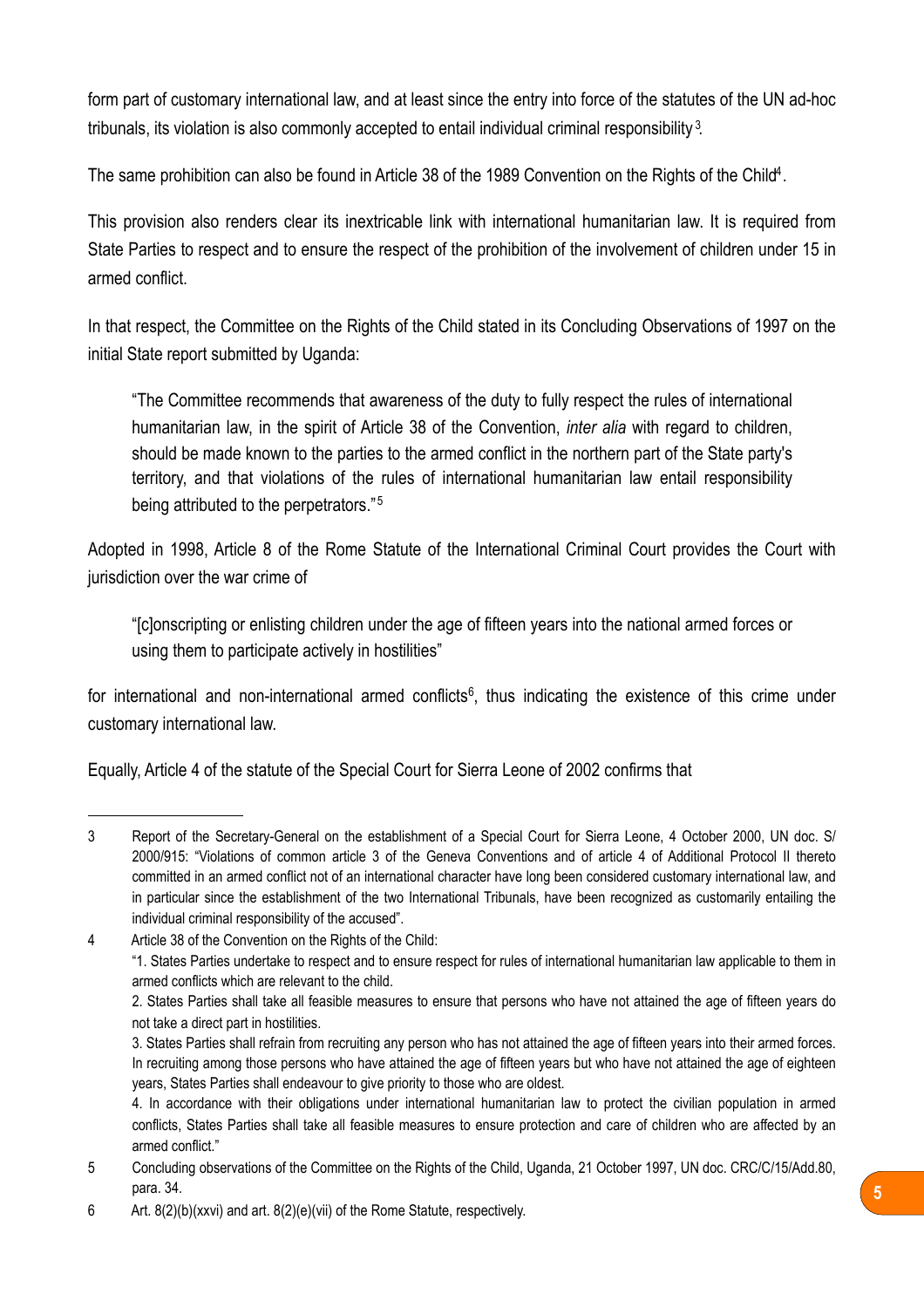form part of customary international law, and at least since the entry into force of the statutes of the UN ad-hoc tribunals, its violation is also commonly accepted to entail individual criminal responsibility[3].

The same prohibition can also be found in Article 38 of the 1989 Convention on the Rights of the Child[4].

This provision also renders clear its inextricable link with international humanitarian law. It is required from State Parties to respect and to ensure the respect of the prohibition of the involvement of children under 15 in armed conflict.

In that respect, the Committee on the Rights of the Child stated in its Concluding Observations of 1997 on the initial State report submitted by Uganda:

> "The Committee recommends that awareness of the duty to fully respect the rules of international humanitarian law, in the spirit of Article 38 of the Convention, *inter alia* with regard to children, should be made known to the parties to the armed conflict in the northern part of the State party's territory, and that violations of the rules of international humanitarian law entail responsibility being attributed to the perpetrators."[5]

Adopted in 1998, Article 8 of the Rome Statute of the International Criminal Court provides the Court with jurisdiction over the war crime of

> "[c]onscripting or enlisting children under the age of fifteen years into the national armed forces or using them to participate actively in hostilities"

for international and non-international armed conflicts[6], thus indicating the existence of this crime under customary international law.

Equally, Article 4 of the statute of the Special Court for Sierra Leone of 2002 confirms that

---

3 Report of the Secretary-General on the establishment of a Special Court for Sierra Leone, 4 October 2000, UN doc. S/2000/915: "Violations of common article 3 of the Geneva Conventions and of article 4 of Additional Protocol II thereto committed in an armed conflict not of an international character have long been considered customary international law, and in particular since the establishment of the two International Tribunals, have been recognized as customarily entailing the individual criminal responsibility of the accused".

4 Article 38 of the Convention on the Rights of the Child:
"1. States Parties undertake to respect and to ensure respect for rules of international humanitarian law applicable to them in armed conflicts which are relevant to the child.
2. States Parties shall take all feasible measures to ensure that persons who have not attained the age of fifteen years do not take a direct part in hostilities.
3. States Parties shall refrain from recruiting any person who has not attained the age of fifteen years into their armed forces. In recruiting among those persons who have attained the age of fifteen years but who have not attained the age of eighteen years, States Parties shall endeavour to give priority to those who are oldest.
4. In accordance with their obligations under international humanitarian law to protect the civilian population in armed conflicts, States Parties shall take all feasible measures to ensure protection and care of children who are affected by an armed conflict."

5 Concluding observations of the Committee on the Rights of the Child, Uganda, 21 October 1997, UN doc. CRC/C/15/Add.80, para. 34.

6 Art. 8(2)(b)(xxvi) and art. 8(2)(e)(vii) of the Rome Statute, respectively.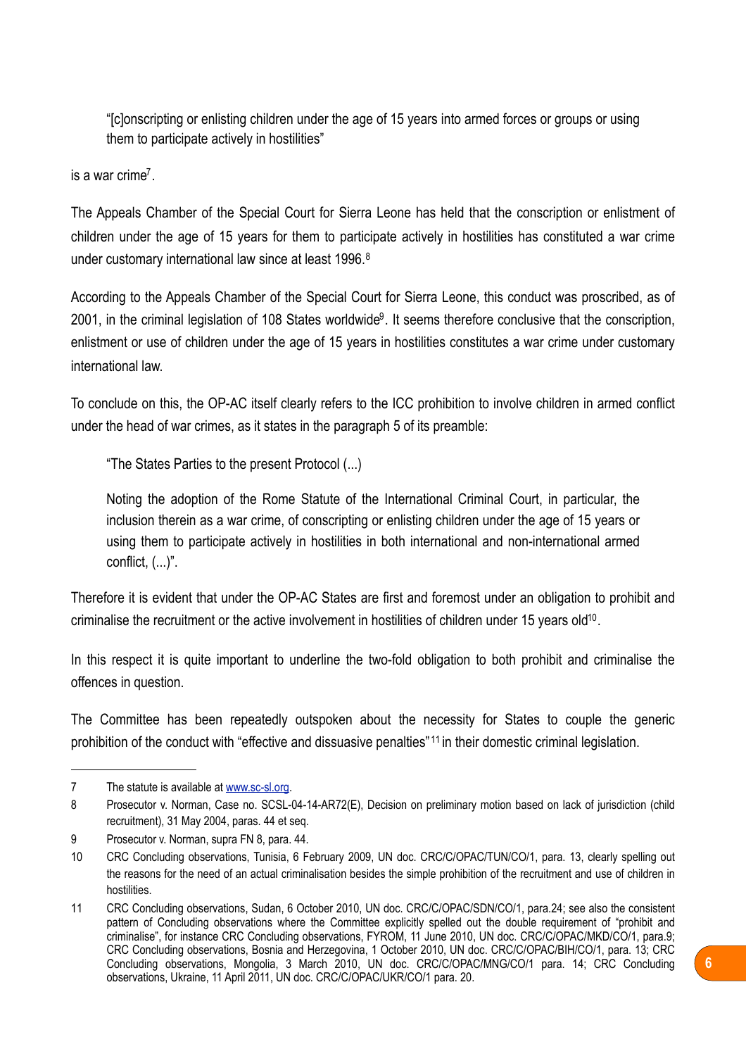> "[c]onscripting or enlisting children under the age of 15 years into armed forces or groups or using them to participate actively in hostilities"

is a war crime[7].

The Appeals Chamber of the Special Court for Sierra Leone has held that the conscription or enlistment of children under the age of 15 years for them to participate actively in hostilities has constituted a war crime under customary international law since at least 1996.[8]

According to the Appeals Chamber of the Special Court for Sierra Leone, this conduct was proscribed, as of 2001, in the criminal legislation of 108 States worldwide[9]. It seems therefore conclusive that the conscription, enlistment or use of children under the age of 15 years in hostilities constitutes a war crime under customary international law.

To conclude on this, the OP-AC itself clearly refers to the ICC prohibition to involve children in armed conflict under the head of war crimes, as it states in the paragraph 5 of its preamble:

> "The States Parties to the present Protocol (...)
>
> Noting the adoption of the Rome Statute of the International Criminal Court, in particular, the inclusion therein as a war crime, of conscripting or enlisting children under the age of 15 years or using them to participate actively in hostilities in both international and non-international armed conflict, (...)".

Therefore it is evident that under the OP-AC States are first and foremost under an obligation to prohibit and criminalise the recruitment or the active involvement in hostilities of children under 15 years old[10].

In this respect it is quite important to underline the two-fold obligation to both prohibit and criminalise the offences in question.

The Committee has been repeatedly outspoken about the necessity for States to couple the generic prohibition of the conduct with "effective and dissuasive penalties"[11] in their domestic criminal legislation.

---

7 The statute is available at www.sc-sl.org.

8 Prosecutor v. Norman, Case no. SCSL-04-14-AR72(E), Decision on preliminary motion based on lack of jurisdiction (child recruitment), 31 May 2004, paras. 44 et seq.

9 Prosecutor v. Norman, supra FN 8, para. 44.

10 CRC Concluding observations, Tunisia, 6 February 2009, UN doc. CRC/C/OPAC/TUN/CO/1, para. 13, clearly spelling out the reasons for the need of an actual criminalisation besides the simple prohibition of the recruitment and use of children in hostilities.

11 CRC Concluding observations, Sudan, 6 October 2010, UN doc. CRC/C/OPAC/SDN/CO/1, para.24; see also the consistent pattern of Concluding observations where the Committee explicitly spelled out the double requirement of "prohibit and criminalise", for instance CRC Concluding observations, FYROM, 11 June 2010, UN doc. CRC/C/OPAC/MKD/CO/1, para.9; CRC Concluding observations, Bosnia and Herzegovina, 1 October 2010, UN doc. CRC/C/OPAC/BIH/CO/1, para. 13; CRC Concluding observations, Mongolia, 3 March 2010, UN doc. CRC/C/OPAC/MNG/CO/1 para. 14; CRC Concluding observations, Ukraine, 11 April 2011, UN doc. CRC/C/OPAC/UKR/CO/1 para. 20.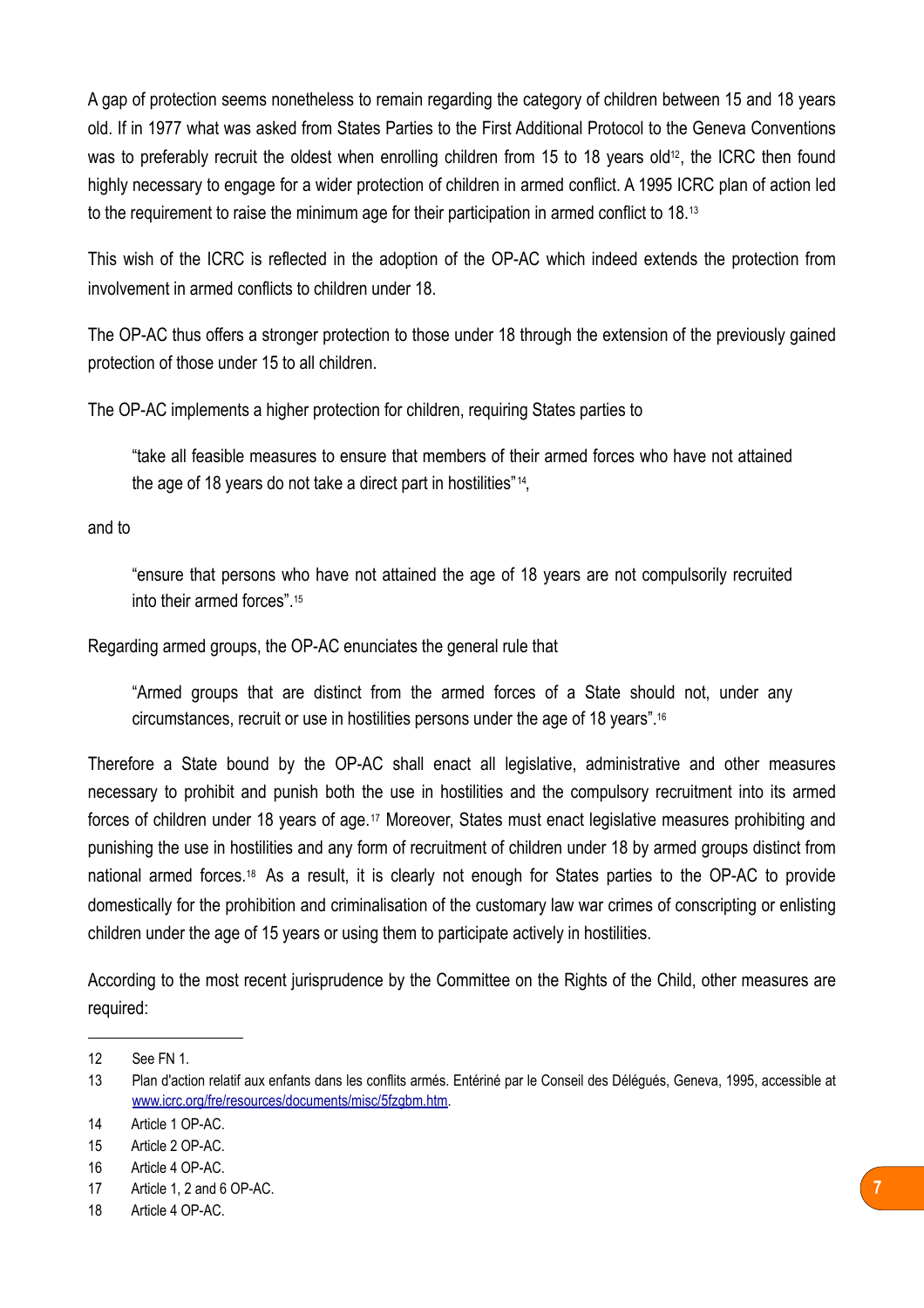A gap of protection seems nonetheless to remain regarding the category of children between 15 and 18 years old. If in 1977 what was asked from States Parties to the First Additional Protocol to the Geneva Conventions was to preferably recruit the oldest when enrolling children from 15 to 18 years old[12], the ICRC then found highly necessary to engage for a wider protection of children in armed conflict. A 1995 ICRC plan of action led to the requirement to raise the minimum age for their participation in armed conflict to 18.[13]

This wish of the ICRC is reflected in the adoption of the OP-AC which indeed extends the protection from involvement in armed conflicts to children under 18.

The OP-AC thus offers a stronger protection to those under 18 through the extension of the previously gained protection of those under 15 to all children.

The OP-AC implements a higher protection for children, requiring States parties to

> "take all feasible measures to ensure that members of their armed forces who have not attained the age of 18 years do not take a direct part in hostilities"[14],

and to

> "ensure that persons who have not attained the age of 18 years are not compulsorily recruited into their armed forces".[15]

Regarding armed groups, the OP-AC enunciates the general rule that

> "Armed groups that are distinct from the armed forces of a State should not, under any circumstances, recruit or use in hostilities persons under the age of 18 years".[16]

Therefore a State bound by the OP-AC shall enact all legislative, administrative and other measures necessary to prohibit and punish both the use in hostilities and the compulsory recruitment into its armed forces of children under 18 years of age.[17] Moreover, States must enact legislative measures prohibiting and punishing the use in hostilities and any form of recruitment of children under 18 by armed groups distinct from national armed forces.[18] As a result, it is clearly not enough for States parties to the OP-AC to provide domestically for the prohibition and criminalisation of the customary law war crimes of conscripting or enlisting children under the age of 15 years or using them to participate actively in hostilities.

According to the most recent jurisprudence by the Committee on the Rights of the Child, other measures are required:

---

12 See FN 1.

13 Plan d'action relatif aux enfants dans les conflits armés. Entériné par le Conseil des Délégués, Geneva, 1995, accessible at www.icrc.org/fre/resources/documents/misc/5fzgbm.htm.

14 Article 1 OP-AC.

15 Article 2 OP-AC.

16 Article 4 OP-AC.

17 Article 1, 2 and 6 OP-AC.

18 Article 4 OP-AC.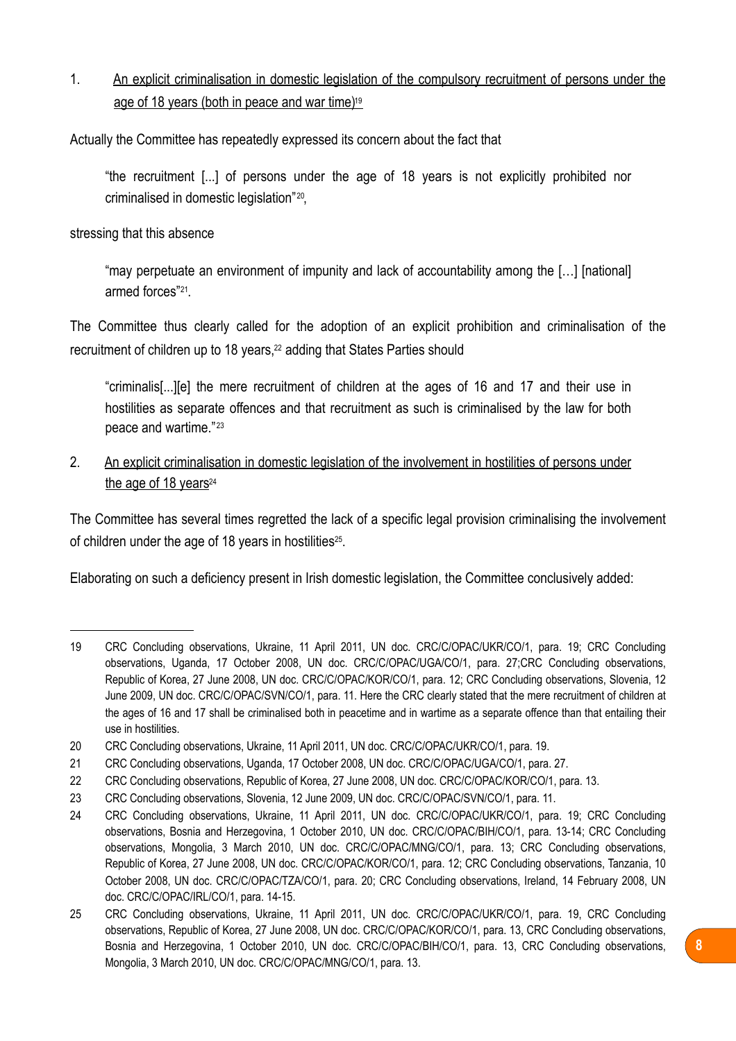1. <u>An explicit criminalisation in domestic legislation of the compulsory recruitment of persons under the age of 18 years (both in peace and war time)</u>[19]

Actually the Committee has repeatedly expressed its concern about the fact that

> "the recruitment [...] of persons under the age of 18 years is not explicitly prohibited nor criminalised in domestic legislation"[20],

stressing that this absence

> "may perpetuate an environment of impunity and lack of accountability among the […] [national] armed forces"[21].

The Committee thus clearly called for the adoption of an explicit prohibition and criminalisation of the recruitment of children up to 18 years,[22] adding that States Parties should

> "criminalis[...][e] the mere recruitment of children at the ages of 16 and 17 and their use in hostilities as separate offences and that recruitment as such is criminalised by the law for both peace and wartime."[23]

2. <u>An explicit criminalisation in domestic legislation of the involvement in hostilities of persons under the age of 18 years</u>[24]

The Committee has several times regretted the lack of a specific legal provision criminalising the involvement of children under the age of 18 years in hostilities[25].

Elaborating on such a deficiency present in Irish domestic legislation, the Committee conclusively added:

---

19 CRC Concluding observations, Ukraine, 11 April 2011, UN doc. CRC/C/OPAC/UKR/CO/1, para. 19; CRC Concluding observations, Uganda, 17 October 2008, UN doc. CRC/C/OPAC/UGA/CO/1, para. 27;CRC Concluding observations, Republic of Korea, 27 June 2008, UN doc. CRC/C/OPAC/KOR/CO/1, para. 12; CRC Concluding observations, Slovenia, 12 June 2009, UN doc. CRC/C/OPAC/SVN/CO/1, para. 11. Here the CRC clearly stated that the mere recruitment of children at the ages of 16 and 17 shall be criminalised both in peacetime and in wartime as a separate offence than that entailing their use in hostilities.

20 CRC Concluding observations, Ukraine, 11 April 2011, UN doc. CRC/C/OPAC/UKR/CO/1, para. 19.

21 CRC Concluding observations, Uganda, 17 October 2008, UN doc. CRC/C/OPAC/UGA/CO/1, para. 27.

22 CRC Concluding observations, Republic of Korea, 27 June 2008, UN doc. CRC/C/OPAC/KOR/CO/1, para. 13.

23 CRC Concluding observations, Slovenia, 12 June 2009, UN doc. CRC/C/OPAC/SVN/CO/1, para. 11.

24 CRC Concluding observations, Ukraine, 11 April 2011, UN doc. CRC/C/OPAC/UKR/CO/1, para. 19; CRC Concluding observations, Bosnia and Herzegovina, 1 October 2010, UN doc. CRC/C/OPAC/BIH/CO/1, para. 13-14; CRC Concluding observations, Mongolia, 3 March 2010, UN doc. CRC/C/OPAC/MNG/CO/1, para. 13; CRC Concluding observations, Republic of Korea, 27 June 2008, UN doc. CRC/C/OPAC/KOR/CO/1, para. 12; CRC Concluding observations, Tanzania, 10 October 2008, UN doc. CRC/C/OPAC/TZA/CO/1, para. 20; CRC Concluding observations, Ireland, 14 February 2008, UN doc. CRC/C/OPAC/IRL/CO/1, para. 14-15.

25 CRC Concluding observations, Ukraine, 11 April 2011, UN doc. CRC/C/OPAC/UKR/CO/1, para. 19, CRC Concluding observations, Republic of Korea, 27 June 2008, UN doc. CRC/C/OPAC/KOR/CO/1, para. 13, CRC Concluding observations, Bosnia and Herzegovina, 1 October 2010, UN doc. CRC/C/OPAC/BIH/CO/1, para. 13, CRC Concluding observations, Mongolia, 3 March 2010, UN doc. CRC/C/OPAC/MNG/CO/1, para. 13.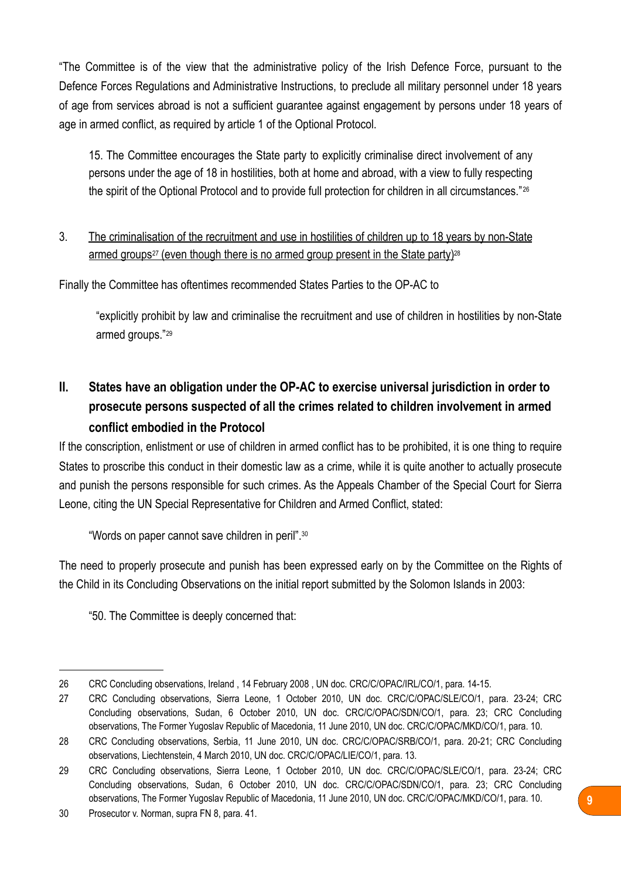"The Committee is of the view that the administrative policy of the Irish Defence Force, pursuant to the Defence Forces Regulations and Administrative Instructions, to preclude all military personnel under 18 years of age from services abroad is not a sufficient guarantee against engagement by persons under 18 years of age in armed conflict, as required by article 1 of the Optional Protocol.

> 15. The Committee encourages the State party to explicitly criminalise direct involvement of any persons under the age of 18 in hostilities, both at home and abroad, with a view to fully respecting the spirit of the Optional Protocol and to provide full protection for children in all circumstances."[26]

3. The criminalisation of the recruitment and use in hostilities of children up to 18 years by non-State armed groups[27] (even though there is no armed group present in the State party)[28]

Finally the Committee has oftentimes recommended States Parties to the OP-AC to

> "explicitly prohibit by law and criminalise the recruitment and use of children in hostilities by non-State armed groups."[29]

## II. States have an obligation under the OP-AC to exercise universal jurisdiction in order to prosecute persons suspected of all the crimes related to children involvement in armed conflict embodied in the Protocol

If the conscription, enlistment or use of children in armed conflict has to be prohibited, it is one thing to require States to proscribe this conduct in their domestic law as a crime, while it is quite another to actually prosecute and punish the persons responsible for such crimes. As the Appeals Chamber of the Special Court for Sierra Leone, citing the UN Special Representative for Children and Armed Conflict, stated:

> "Words on paper cannot save children in peril".[30]

The need to properly prosecute and punish has been expressed early on by the Committee on the Rights of the Child in its Concluding Observations on the initial report submitted by the Solomon Islands in 2003:

> "50. The Committee is deeply concerned that:

---

26 CRC Concluding observations, Ireland , 14 February 2008 , UN doc. CRC/C/OPAC/IRL/CO/1, para. 14-15.

27 CRC Concluding observations, Sierra Leone, 1 October 2010, UN doc. CRC/C/OPAC/SLE/CO/1, para. 23-24; CRC Concluding observations, Sudan, 6 October 2010, UN doc. CRC/C/OPAC/SDN/CO/1, para. 23; CRC Concluding observations, The Former Yugoslav Republic of Macedonia, 11 June 2010, UN doc. CRC/C/OPAC/MKD/CO/1, para. 10.

28 CRC Concluding observations, Serbia, 11 June 2010, UN doc. CRC/C/OPAC/SRB/CO/1, para. 20-21; CRC Concluding observations, Liechtenstein, 4 March 2010, UN doc. CRC/C/OPAC/LIE/CO/1, para. 13.

29 CRC Concluding observations, Sierra Leone, 1 October 2010, UN doc. CRC/C/OPAC/SLE/CO/1, para. 23-24; CRC Concluding observations, Sudan, 6 October 2010, UN doc. CRC/C/OPAC/SDN/CO/1, para. 23; CRC Concluding observations, The Former Yugoslav Republic of Macedonia, 11 June 2010, UN doc. CRC/C/OPAC/MKD/CO/1, para. 10.

30 Prosecutor v. Norman, supra FN 8, para. 41.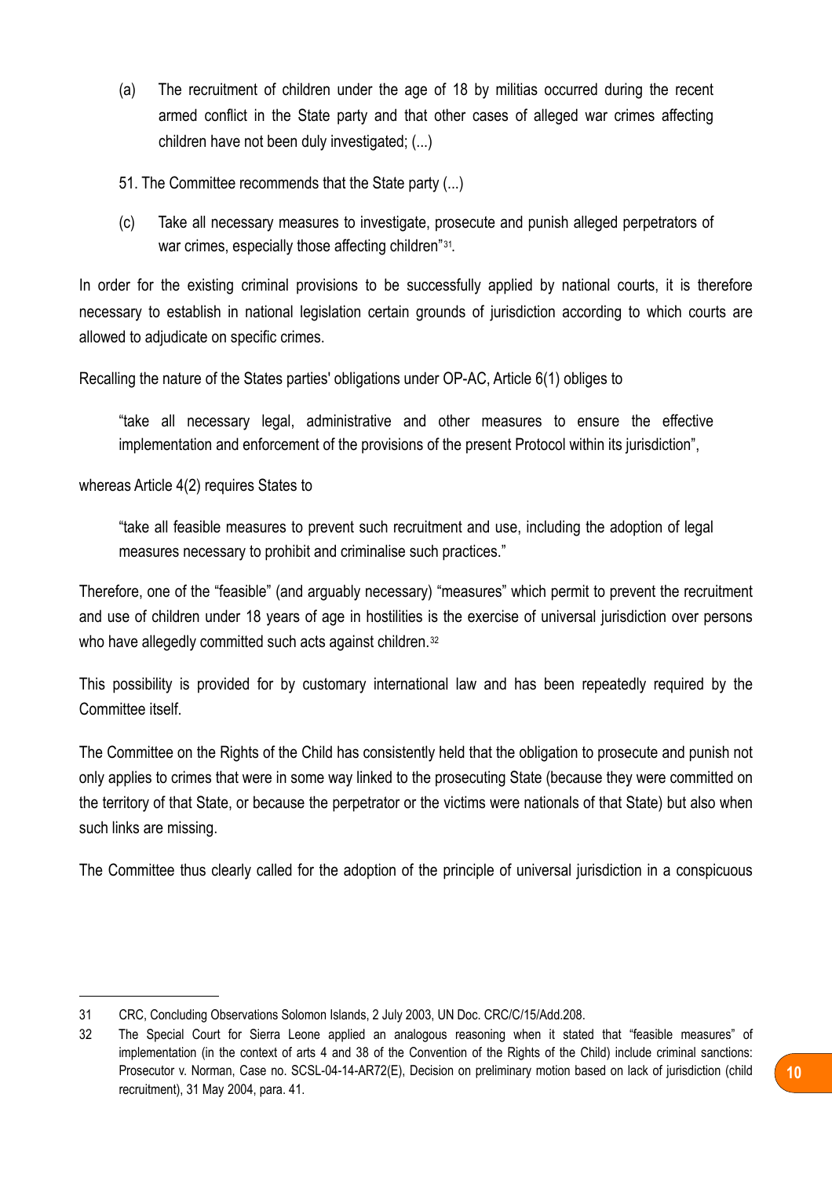> (a) The recruitment of children under the age of 18 by militias occurred during the recent armed conflict in the State party and that other cases of alleged war crimes affecting children have not been duly investigated; (...)
>
> 51. The Committee recommends that the State party (...)
>
> (c) Take all necessary measures to investigate, prosecute and punish alleged perpetrators of war crimes, especially those affecting children"[31].

In order for the existing criminal provisions to be successfully applied by national courts, it is therefore necessary to establish in national legislation certain grounds of jurisdiction according to which courts are allowed to adjudicate on specific crimes.

Recalling the nature of the States parties' obligations under OP-AC, Article 6(1) obliges to

> "take all necessary legal, administrative and other measures to ensure the effective implementation and enforcement of the provisions of the present Protocol within its jurisdiction",

whereas Article 4(2) requires States to

> "take all feasible measures to prevent such recruitment and use, including the adoption of legal measures necessary to prohibit and criminalise such practices."

Therefore, one of the "feasible" (and arguably necessary) "measures" which permit to prevent the recruitment and use of children under 18 years of age in hostilities is the exercise of universal jurisdiction over persons who have allegedly committed such acts against children.[32]

This possibility is provided for by customary international law and has been repeatedly required by the Committee itself.

The Committee on the Rights of the Child has consistently held that the obligation to prosecute and punish not only applies to crimes that were in some way linked to the prosecuting State (because they were committed on the territory of that State, or because the perpetrator or the victims were nationals of that State) but also when such links are missing.

The Committee thus clearly called for the adoption of the principle of universal jurisdiction in a conspicuous

---

31 CRC, Concluding Observations Solomon Islands, 2 July 2003, UN Doc. CRC/C/15/Add.208.

32 The Special Court for Sierra Leone applied an analogous reasoning when it stated that "feasible measures" of implementation (in the context of arts 4 and 38 of the Convention of the Rights of the Child) include criminal sanctions: Prosecutor v. Norman, Case no. SCSL-04-14-AR72(E), Decision on preliminary motion based on lack of jurisdiction (child recruitment), 31 May 2004, para. 41.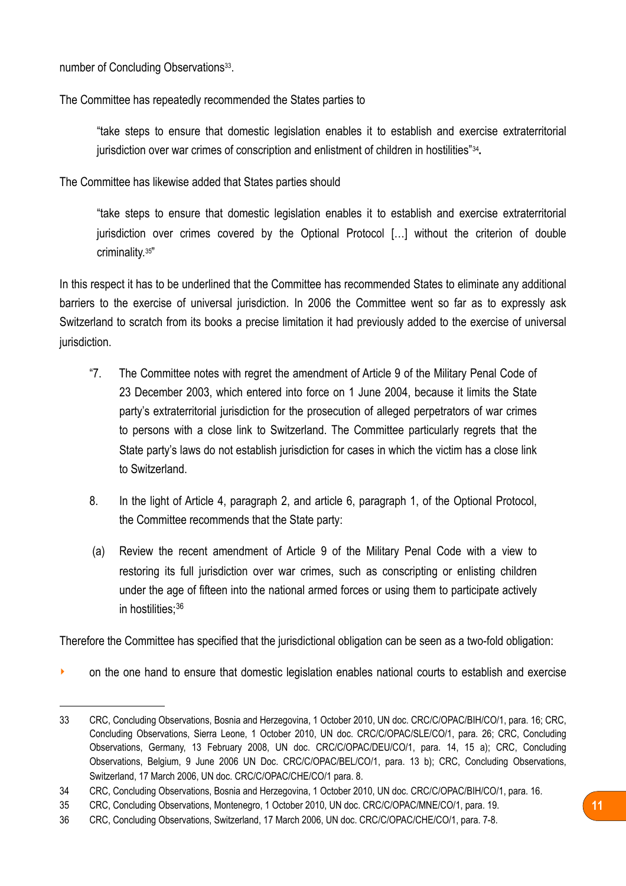number of Concluding Observations[33].

The Committee has repeatedly recommended the States parties to

> "take steps to ensure that domestic legislation enables it to establish and exercise extraterritorial jurisdiction over war crimes of conscription and enlistment of children in hostilities"[34].

The Committee has likewise added that States parties should

> "take steps to ensure that domestic legislation enables it to establish and exercise extraterritorial jurisdiction over crimes covered by the Optional Protocol […] without the criterion of double criminality.[35]"

In this respect it has to be underlined that the Committee has recommended States to eliminate any additional barriers to the exercise of universal jurisdiction. In 2006 the Committee went so far as to expressly ask Switzerland to scratch from its books a precise limitation it had previously added to the exercise of universal jurisdiction.

> "7. The Committee notes with regret the amendment of Article 9 of the Military Penal Code of 23 December 2003, which entered into force on 1 June 2004, because it limits the State party's extraterritorial jurisdiction for the prosecution of alleged perpetrators of war crimes to persons with a close link to Switzerland. The Committee particularly regrets that the State party's laws do not establish jurisdiction for cases in which the victim has a close link to Switzerland.
>
> 8. In the light of Article 4, paragraph 2, and article 6, paragraph 1, of the Optional Protocol, the Committee recommends that the State party:
>
> (a) Review the recent amendment of Article 9 of the Military Penal Code with a view to restoring its full jurisdiction over war crimes, such as conscripting or enlisting children under the age of fifteen into the national armed forces or using them to participate actively in hostilities;[36]

Therefore the Committee has specified that the jurisdictional obligation can be seen as a two-fold obligation:

- on the one hand to ensure that domestic legislation enables national courts to establish and exercise

---

33 CRC, Concluding Observations, Bosnia and Herzegovina, 1 October 2010, UN doc. CRC/C/OPAC/BIH/CO/1, para. 16; CRC, Concluding Observations, Sierra Leone, 1 October 2010, UN doc. CRC/C/OPAC/SLE/CO/1, para. 26; CRC, Concluding Observations, Germany, 13 February 2008, UN doc. CRC/C/OPAC/DEU/CO/1, para. 14, 15 a); CRC, Concluding Observations, Belgium, 9 June 2006 UN Doc. CRC/C/OPAC/BEL/CO/1, para. 13 b); CRC, Concluding Observations, Switzerland, 17 March 2006, UN doc. CRC/C/OPAC/CHE/CO/1 para. 8.

34 CRC, Concluding Observations, Bosnia and Herzegovina, 1 October 2010, UN doc. CRC/C/OPAC/BIH/CO/1, para. 16.

35 CRC, Concluding Observations, Montenegro, 1 October 2010, UN doc. CRC/C/OPAC/MNE/CO/1, para. 19.

36 CRC, Concluding Observations, Switzerland, 17 March 2006, UN doc. CRC/C/OPAC/CHE/CO/1, para. 7-8.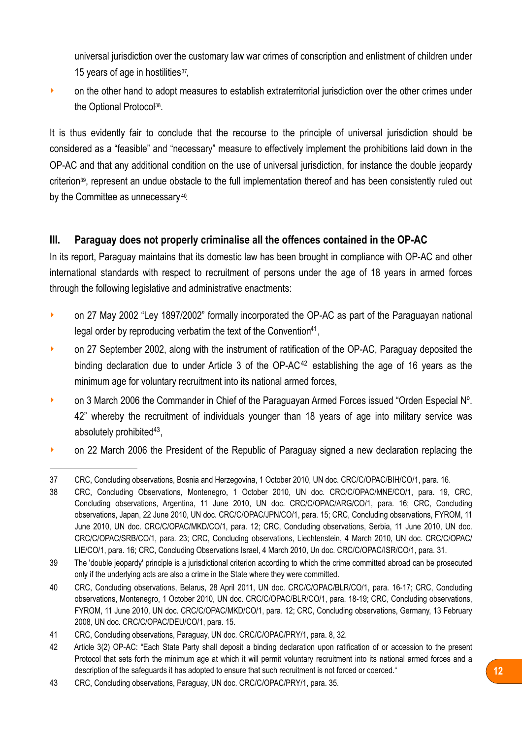universal jurisdiction over the customary law war crimes of conscription and enlistment of children under 15 years of age in hostilities[37],

- on the other hand to adopt measures to establish extraterritorial jurisdiction over the other crimes under the Optional Protocol[38].

It is thus evidently fair to conclude that the recourse to the principle of universal jurisdiction should be considered as a "feasible" and "necessary" measure to effectively implement the prohibitions laid down in the OP-AC and that any additional condition on the use of universal jurisdiction, for instance the double jeopardy criterion[39], represent an undue obstacle to the full implementation thereof and has been consistently ruled out by the Committee as unnecessary[40].

## III. Paraguay does not properly criminalise all the offences contained in the OP-AC

In its report, Paraguay maintains that its domestic law has been brought in compliance with OP-AC and other international standards with respect to recruitment of persons under the age of 18 years in armed forces through the following legislative and administrative enactments:

- on 27 May 2002 "Ley 1897/2002" formally incorporated the OP-AC as part of the Paraguayan national legal order by reproducing verbatim the text of the Convention[41],
- on 27 September 2002, along with the instrument of ratification of the OP-AC, Paraguay deposited the binding declaration due to under Article 3 of the OP-AC[42] establishing the age of 16 years as the minimum age for voluntary recruitment into its national armed forces,
- on 3 March 2006 the Commander in Chief of the Paraguayan Armed Forces issued "Orden Especial Nº. 42" whereby the recruitment of individuals younger than 18 years of age into military service was absolutely prohibited[43],
- on 22 March 2006 the President of the Republic of Paraguay signed a new declaration replacing the

---

37 CRC, Concluding observations, Bosnia and Herzegovina, 1 October 2010, UN doc. CRC/C/OPAC/BIH/CO/1, para. 16.

38 CRC, Concluding Observations, Montenegro, 1 October 2010, UN doc. CRC/C/OPAC/MNE/CO/1, para. 19, CRC, Concluding observations, Argentina, 11 June 2010, UN doc. CRC/C/OPAC/ARG/CO/1, para. 16; CRC, Concluding observations, Japan, 22 June 2010, UN doc. CRC/C/OPAC/JPN/CO/1, para. 15; CRC, Concluding observations, FYROM, 11 June 2010, UN doc. CRC/C/OPAC/MKD/CO/1, para. 12; CRC, Concluding observations, Serbia, 11 June 2010, UN doc. CRC/C/OPAC/SRB/CO/1, para. 23; CRC, Concluding observations, Liechtenstein, 4 March 2010, UN doc. CRC/C/OPAC/LIE/CO/1, para. 16; CRC, Concluding Observations Israel, 4 March 2010, Un doc. CRC/C/OPAC/ISR/CO/1, para. 31.

39 The 'double jeopardy' principle is a jurisdictional criterion according to which the crime committed abroad can be prosecuted only if the underlying acts are also a crime in the State where they were committed.

40 CRC, Concluding observations, Belarus, 28 April 2011, UN doc. CRC/C/OPAC/BLR/CO/1, para. 16-17; CRC, Concluding observations, Montenegro, 1 October 2010, UN doc. CRC/C/OPAC/BLR/CO/1, para. 18-19; CRC, Concluding observations, FYROM, 11 June 2010, UN doc. CRC/C/OPAC/MKD/CO/1, para. 12; CRC, Concluding observations, Germany, 13 February 2008, UN doc. CRC/C/OPAC/DEU/CO/1, para. 15.

41 CRC, Concluding observations, Paraguay, UN doc. CRC/C/OPAC/PRY/1, para. 8, 32.

42 Article 3(2) OP-AC: "Each State Party shall deposit a binding declaration upon ratification of or accession to the present Protocol that sets forth the minimum age at which it will permit voluntary recruitment into its national armed forces and a description of the safeguards it has adopted to ensure that such recruitment is not forced or coerced."

43 CRC, Concluding observations, Paraguay, UN doc. CRC/C/OPAC/PRY/1, para. 35.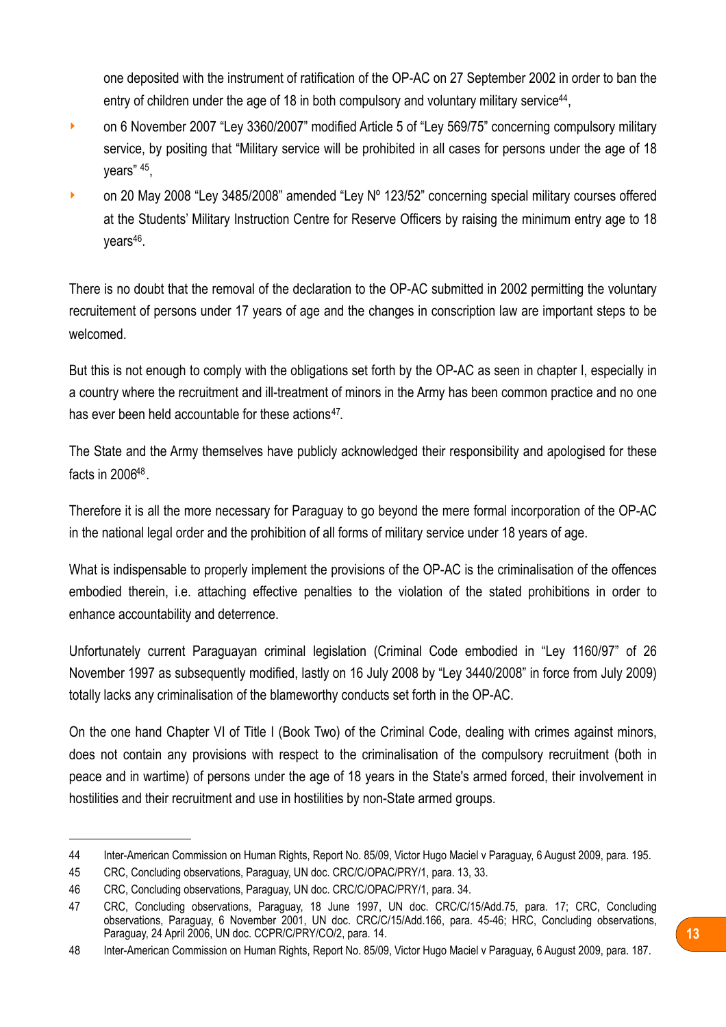one deposited with the instrument of ratification of the OP-AC on 27 September 2002 in order to ban the entry of children under the age of 18 in both compulsory and voluntary military service[44],

- on 6 November 2007 "Ley 3360/2007" modified Article 5 of "Ley 569/75" concerning compulsory military service, by positing that "Military service will be prohibited in all cases for persons under the age of 18 years" [45],
- on 20 May 2008 "Ley 3485/2008" amended "Ley Nº 123/52" concerning special military courses offered at the Students' Military Instruction Centre for Reserve Officers by raising the minimum entry age to 18 years[46].

There is no doubt that the removal of the declaration to the OP-AC submitted in 2002 permitting the voluntary recruitement of persons under 17 years of age and the changes in conscription law are important steps to be welcomed.

But this is not enough to comply with the obligations set forth by the OP-AC as seen in chapter I, especially in a country where the recruitment and ill-treatment of minors in the Army has been common practice and no one has ever been held accountable for these actions[47].

The State and the Army themselves have publicly acknowledged their responsibility and apologised for these facts in 2006[48].

Therefore it is all the more necessary for Paraguay to go beyond the mere formal incorporation of the OP-AC in the national legal order and the prohibition of all forms of military service under 18 years of age.

What is indispensable to properly implement the provisions of the OP-AC is the criminalisation of the offences embodied therein, i.e. attaching effective penalties to the violation of the stated prohibitions in order to enhance accountability and deterrence.

Unfortunately current Paraguayan criminal legislation (Criminal Code embodied in "Ley 1160/97" of 26 November 1997 as subsequently modified, lastly on 16 July 2008 by "Ley 3440/2008" in force from July 2009) totally lacks any criminalisation of the blameworthy conducts set forth in the OP-AC.

On the one hand Chapter VI of Title I (Book Two) of the Criminal Code, dealing with crimes against minors, does not contain any provisions with respect to the criminalisation of the compulsory recruitment (both in peace and in wartime) of persons under the age of 18 years in the State's armed forced, their involvement in hostilities and their recruitment and use in hostilities by non-State armed groups.

---

44 Inter-American Commission on Human Rights, Report No. 85/09, Victor Hugo Maciel v Paraguay, 6 August 2009, para. 195.

45 CRC, Concluding observations, Paraguay, UN doc. CRC/C/OPAC/PRY/1, para. 13, 33.

46 CRC, Concluding observations, Paraguay, UN doc. CRC/C/OPAC/PRY/1, para. 34.

47 CRC, Concluding observations, Paraguay, 18 June 1997, UN doc. CRC/C/15/Add.75, para. 17; CRC, Concluding observations, Paraguay, 6 November 2001, UN doc. CRC/C/15/Add.166, para. 45-46; HRC, Concluding observations, Paraguay, 24 April 2006, UN doc. CCPR/C/PRY/CO/2, para. 14.

48 Inter-American Commission on Human Rights, Report No. 85/09, Victor Hugo Maciel v Paraguay, 6 August 2009, para. 187.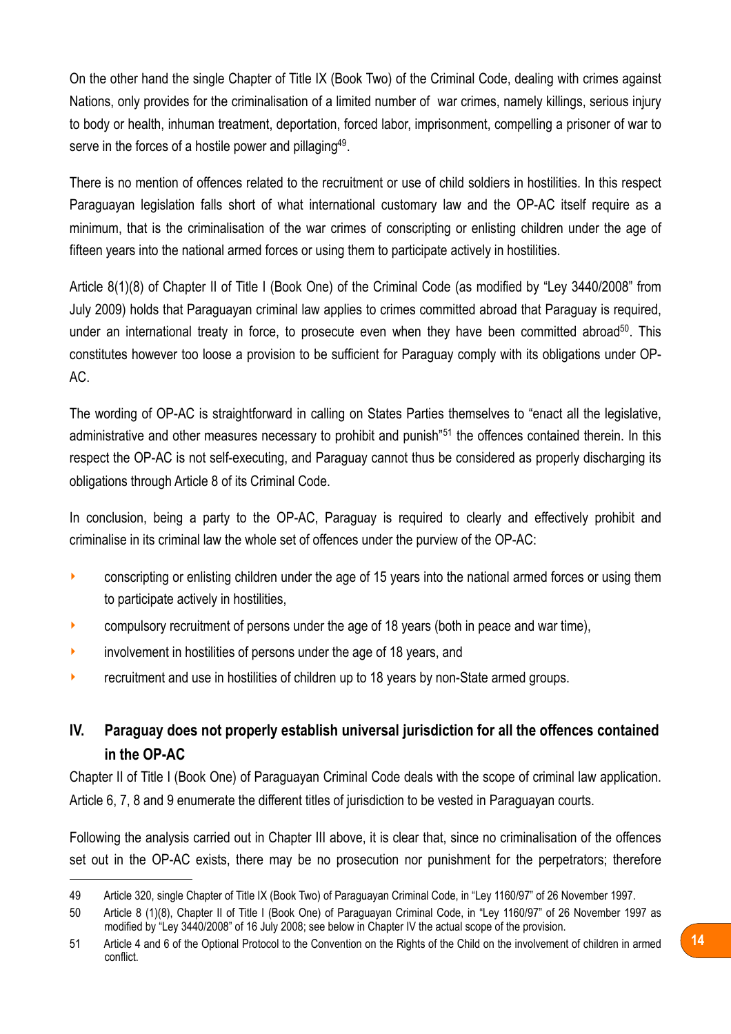On the other hand the single Chapter of Title IX (Book Two) of the Criminal Code, dealing with crimes against Nations, only provides for the criminalisation of a limited number of war crimes, namely killings, serious injury to body or health, inhuman treatment, deportation, forced labor, imprisonment, compelling a prisoner of war to serve in the forces of a hostile power and pillaging[49].

There is no mention of offences related to the recruitment or use of child soldiers in hostilities. In this respect Paraguayan legislation falls short of what international customary law and the OP-AC itself require as a minimum, that is the criminalisation of the war crimes of conscripting or enlisting children under the age of fifteen years into the national armed forces or using them to participate actively in hostilities.

Article 8(1)(8) of Chapter II of Title I (Book One) of the Criminal Code (as modified by "Ley 3440/2008" from July 2009) holds that Paraguayan criminal law applies to crimes committed abroad that Paraguay is required, under an international treaty in force, to prosecute even when they have been committed abroad[50]. This constitutes however too loose a provision to be sufficient for Paraguay comply with its obligations under OP-AC.

The wording of OP-AC is straightforward in calling on States Parties themselves to "enact all the legislative, administrative and other measures necessary to prohibit and punish"[51] the offences contained therein. In this respect the OP-AC is not self-executing, and Paraguay cannot thus be considered as properly discharging its obligations through Article 8 of its Criminal Code.

In conclusion, being a party to the OP-AC, Paraguay is required to clearly and effectively prohibit and criminalise in its criminal law the whole set of offences under the purview of the OP-AC:

- conscripting or enlisting children under the age of 15 years into the national armed forces or using them to participate actively in hostilities,
- compulsory recruitment of persons under the age of 18 years (both in peace and war time),
- involvement in hostilities of persons under the age of 18 years, and
- recruitment and use in hostilities of children up to 18 years by non-State armed groups.

## IV. Paraguay does not properly establish universal jurisdiction for all the offences contained in the OP-AC

Chapter II of Title I (Book One) of Paraguayan Criminal Code deals with the scope of criminal law application. Article 6, 7, 8 and 9 enumerate the different titles of jurisdiction to be vested in Paraguayan courts.

Following the analysis carried out in Chapter III above, it is clear that, since no criminalisation of the offences set out in the OP-AC exists, there may be no prosecution nor punishment for the perpetrators; therefore

---

49 Article 320, single Chapter of Title IX (Book Two) of Paraguayan Criminal Code, in "Ley 1160/97" of 26 November 1997.

50 Article 8 (1)(8), Chapter II of Title I (Book One) of Paraguayan Criminal Code, in "Ley 1160/97" of 26 November 1997 as modified by "Ley 3440/2008" of 16 July 2008; see below in Chapter IV the actual scope of the provision.

51 Article 4 and 6 of the Optional Protocol to the Convention on the Rights of the Child on the involvement of children in armed conflict.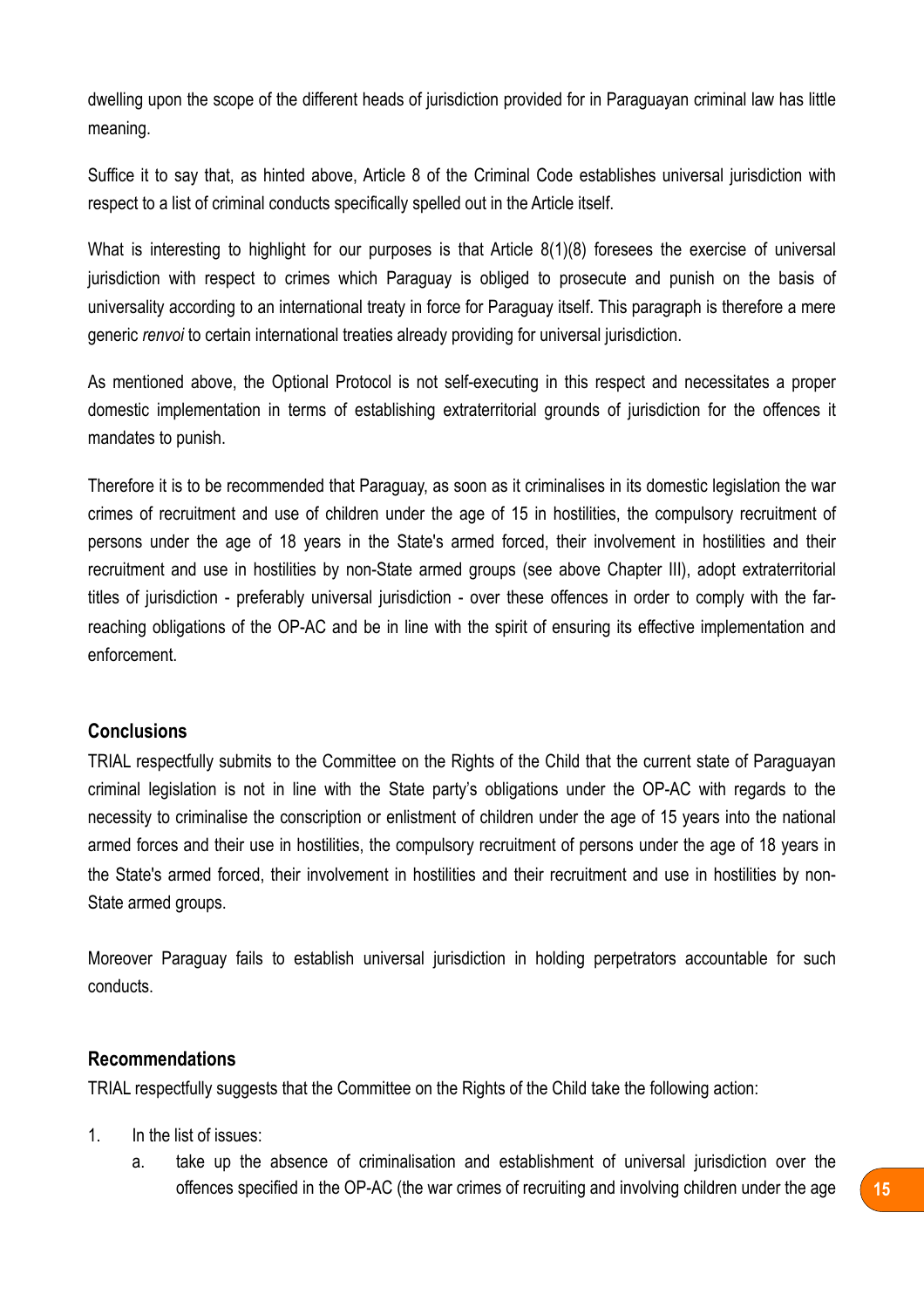dwelling upon the scope of the different heads of jurisdiction provided for in Paraguayan criminal law has little meaning.

Suffice it to say that, as hinted above, Article 8 of the Criminal Code establishes universal jurisdiction with respect to a list of criminal conducts specifically spelled out in the Article itself.

What is interesting to highlight for our purposes is that Article 8(1)(8) foresees the exercise of universal jurisdiction with respect to crimes which Paraguay is obliged to prosecute and punish on the basis of universality according to an international treaty in force for Paraguay itself. This paragraph is therefore a mere generic *renvoi* to certain international treaties already providing for universal jurisdiction.

As mentioned above, the Optional Protocol is not self-executing in this respect and necessitates a proper domestic implementation in terms of establishing extraterritorial grounds of jurisdiction for the offences it mandates to punish.

Therefore it is to be recommended that Paraguay, as soon as it criminalises in its domestic legislation the war crimes of recruitment and use of children under the age of 15 in hostilities, the compulsory recruitment of persons under the age of 18 years in the State's armed forced, their involvement in hostilities and their recruitment and use in hostilities by non-State armed groups (see above Chapter III), adopt extraterritorial titles of jurisdiction - preferably universal jurisdiction - over these offences in order to comply with the far-reaching obligations of the OP-AC and be in line with the spirit of ensuring its effective implementation and enforcement.

## Conclusions

TRIAL respectfully submits to the Committee on the Rights of the Child that the current state of Paraguayan criminal legislation is not in line with the State party's obligations under the OP-AC with regards to the necessity to criminalise the conscription or enlistment of children under the age of 15 years into the national armed forces and their use in hostilities, the compulsory recruitment of persons under the age of 18 years in the State's armed forced, their involvement in hostilities and their recruitment and use in hostilities by non-State armed groups.

Moreover Paraguay fails to establish universal jurisdiction in holding perpetrators accountable for such conducts.

## Recommendations

TRIAL respectfully suggests that the Committee on the Rights of the Child take the following action:

1. In the list of issues:
   a. take up the absence of criminalisation and establishment of universal jurisdiction over the offences specified in the OP-AC (the war crimes of recruiting and involving children under the age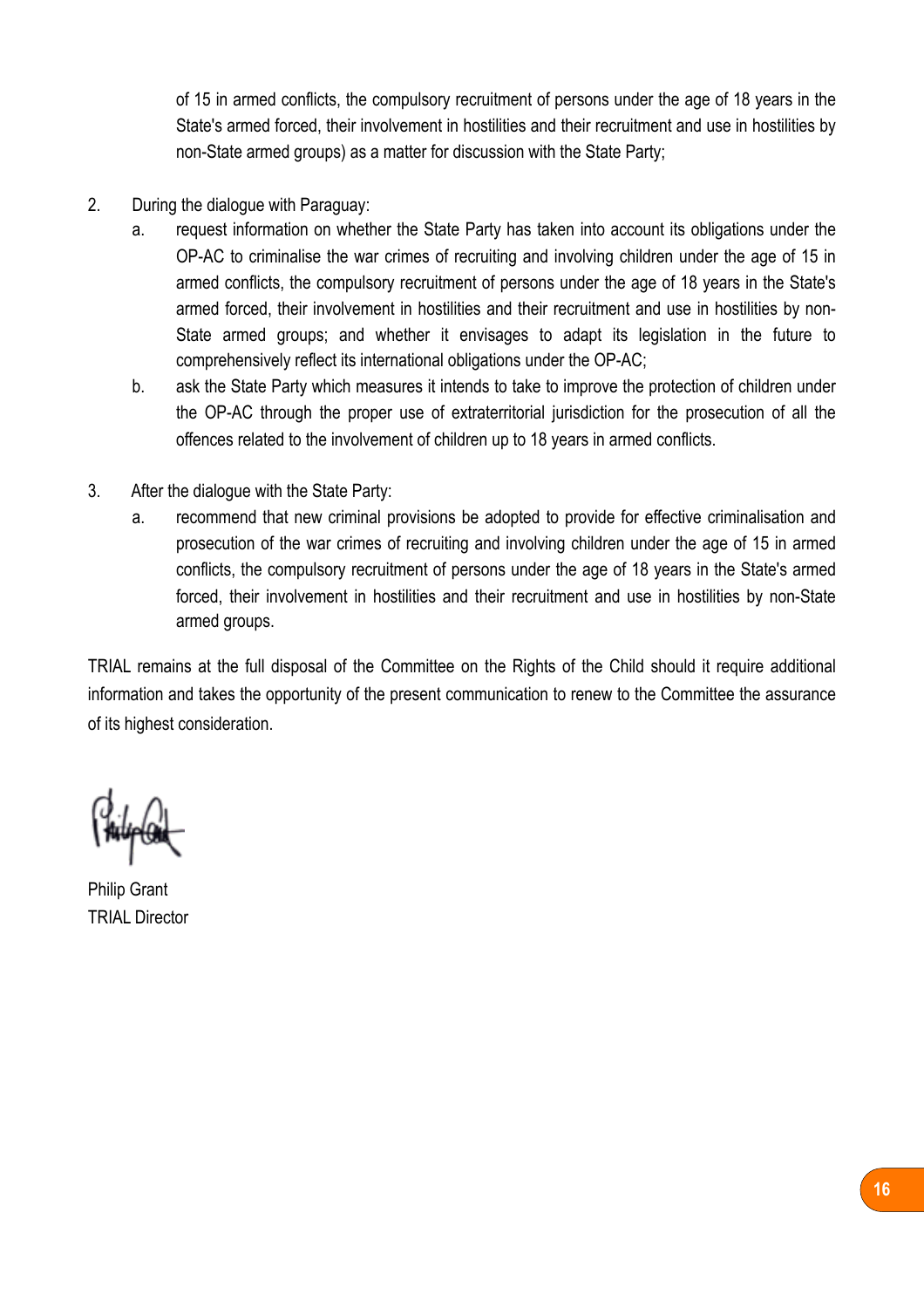of 15 in armed conflicts, the compulsory recruitment of persons under the age of 18 years in the State's armed forced, their involvement in hostilities and their recruitment and use in hostilities by non-State armed groups) as a matter for discussion with the State Party;

2. During the dialogue with Paraguay:
   a. request information on whether the State Party has taken into account its obligations under the OP-AC to criminalise the war crimes of recruiting and involving children under the age of 15 in armed conflicts, the compulsory recruitment of persons under the age of 18 years in the State's armed forced, their involvement in hostilities and their recruitment and use in hostilities by non-State armed groups; and whether it envisages to adapt its legislation in the future to comprehensively reflect its international obligations under the OP-AC;
   b. ask the State Party which measures it intends to take to improve the protection of children under the OP-AC through the proper use of extraterritorial jurisdiction for the prosecution of all the offences related to the involvement of children up to 18 years in armed conflicts.

3. After the dialogue with the State Party:
   a. recommend that new criminal provisions be adopted to provide for effective criminalisation and prosecution of the war crimes of recruiting and involving children under the age of 15 in armed conflicts, the compulsory recruitment of persons under the age of 18 years in the State's armed forced, their involvement in hostilities and their recruitment and use in hostilities by non-State armed groups.

TRIAL remains at the full disposal of the Committee on the Rights of the Child should it require additional information and takes the opportunity of the present communication to renew to the Committee the assurance of its highest consideration.

Philip Grant
TRIAL Director